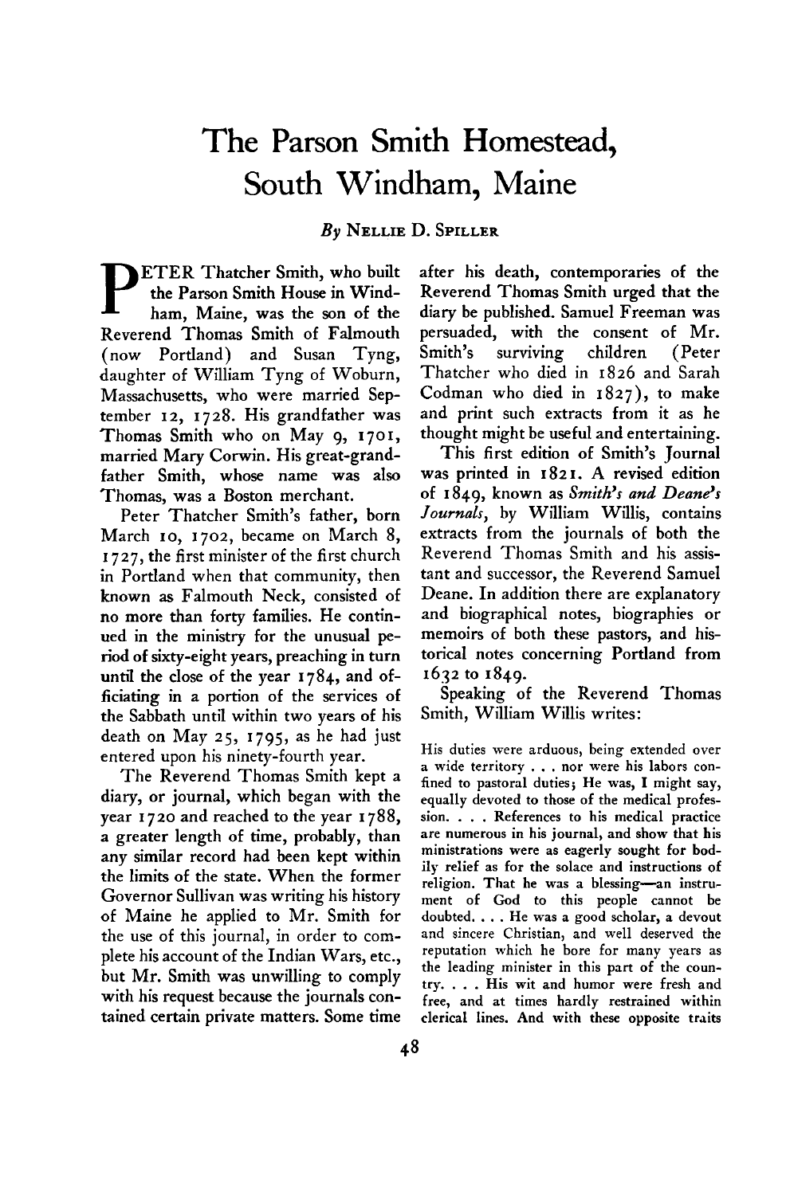# The Parson Smith Homestead, South Windham, Maine

*By* Nellie D. Spiller

Peter Thatcher Smith, who built the Parson Smith House in Windham, Maine, was the son of the Reverend Thomas Smith of Falmouth (now Portland) and Susan Tyng, daughter of William Tyng of Woburn, Massachusetts, who were married September 12, 1728. His grandfather was Thomas Smith who on May 9, 1701, married Mary Corwin. His great-grandfather Smith, whose name was also Thomas, was a Boston merchant.

Peter Thatcher Smith's father, born March 10, 1702, became on March 8, 1727, the first minister of the first church in Portland when that community, then known as Falmouth Neck, consisted of no more than forty families. He continued in the ministry for the unusual period of sixty-eight years, preaching in turn until the close of the year 1784, and officiating in a portion of the services of the Sabbath until within two years of his death on May 25, 1795, as he had just entered upon his ninety-fourth year.

The Reverend Thomas Smith kept a diary, or journal, which began with the year 1720 and reached to the year 1788, a greater length of time, probably, than any similar record had been kept within the limits of the state. When the former Governor Sullivan was writing his history of Maine he applied to Mr. Smith for the use of this journal, in order to complete his account of the Indian Wars, etc., but Mr. Smith was unwilling to comply with his request because the journals contained certain private matters. Some time after his death, contemporaries of the Reverend Thomas Smith urged that the diary be published. Samuel Freeman was persuaded, with the consent of Mr. Smith's surviving children (Peter Thatcher who died in 1826 and Sarah Codman who died in 1827), to make and print such extracts from it as he thought might be useful and entertaining.

This first edition of Smith's Journal was printed in 1821. A revised edition of 1849, known as *Smith's and Deane's Journals*, by William Willis, contains extracts from the journals of both the Reverend Thomas Smith and his assistant and successor, the Reverend Samuel Deane. In addition there are explanatory and biographical notes, biographies or memoirs of both these pastors, and historical notes concerning Portland from 1632 to 1849.

Speaking of the Reverend Thomas Smith, William Willis writes:

> His duties were arduous, being extended over a wide territory . . . nor were his labors confined to pastoral duties; He was, I might say, equally devoted to those of the medical profession. . . . References to his medical practice are numerous in his journal, and show that his ministrations were as eagerly sought for bodily relief as for the solace and instructions of religion. That he was a blessing—an instrument of God to this people cannot be doubted. . . . He was a good scholar, a devout and sincere Christian, and well deserved the reputation which he bore for many years as the leading minister in this part of the country. . . . His wit and humor were fresh and free, and at times hardly restrained within clerical lines. And with these opposite traits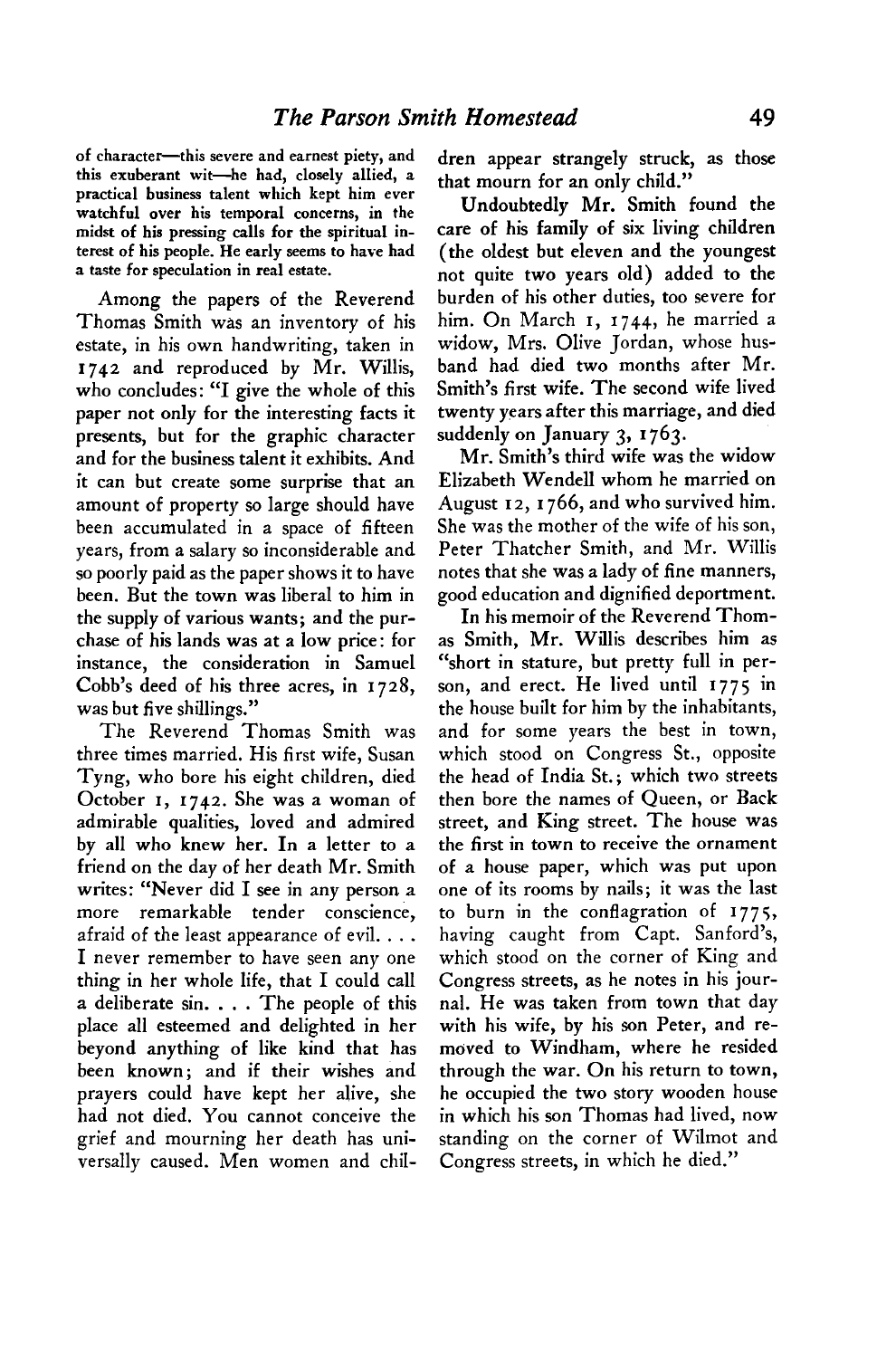of character—this severe and earnest piety, and this exuberant wit—he had, closely allied, a practical business talent which kept him ever watchful over his temporal concerns, in the midst of his pressing calls for the spiritual interest of his people. He early seems to have had a taste for speculation in real estate.

Among the papers of the Reverend Thomas Smith was an inventory of his estate, in his own handwriting, taken in 1742 and reproduced by Mr. Willis, who concludes: "I give the whole of this paper not only for the interesting facts it presents, but for the graphic character and for the business talent it exhibits. And it can but create some surprise that an amount of property so large should have been accumulated in a space of fifteen years, from a salary so inconsiderable and so poorly paid as the paper shows it to have been. But the town was liberal to him in the supply of various wants; and the purchase of his lands was at a low price: for instance, the consideration in Samuel Cobb's deed of his three acres, in 1728, was but five shillings."

The Reverend Thomas Smith was three times married. His first wife, Susan Tyng, who bore his eight children, died October 1, 1742. She was a woman of admirable qualities, loved and admired by all who knew her. In a letter to a friend on the day of her death Mr. Smith writes: "Never did I see in any person a more remarkable tender conscience, afraid of the least appearance of evil. . . . I never remember to have seen any one thing in her whole life, that I could call a deliberate sin. . . . The people of this place all esteemed and delighted in her beyond anything of like kind that has been known; and if their wishes and prayers could have kept her alive, she had not died. You cannot conceive the grief and mourning her death has universally caused. Men women and children appear strangely struck, as those that mourn for an only child."

Undoubtedly Mr. Smith found the care of his family of six living children (the oldest but eleven and the youngest not quite two years old) added to the burden of his other duties, too severe for him. On March 1, 1744, he married a widow, Mrs. Olive Jordan, whose husband had died two months after Mr. Smith's first wife. The second wife lived twenty years after this marriage, and died suddenly on January 3, 1763.

Mr. Smith's third wife was the widow Elizabeth Wendell whom he married on August 12, 1766, and who survived him. She was the mother of the wife of his son, Peter Thatcher Smith, and Mr. Willis notes that she was a lady of fine manners, good education and dignified deportment.

In his memoir of the Reverend Thomas Smith, Mr. Willis describes him as "short in stature, but pretty full in person, and erect. He lived until 1775 in the house built for him by the inhabitants, and for some years the best in town, which stood on Congress St., opposite the head of India St.; which two streets then bore the names of Queen, or Back street, and King street. The house was the first in town to receive the ornament of a house paper, which was put upon one of its rooms by nails; it was the last to burn in the conflagration of 1775, having caught from Capt. Sanford's, which stood on the corner of King and Congress streets, as he notes in his journal. He was taken from town that day with his wife, by his son Peter, and removed to Windham, where he resided through the war. On his return to town, he occupied the two story wooden house in which his son Thomas had lived, now standing on the corner of Wilmot and Congress streets, in which he died."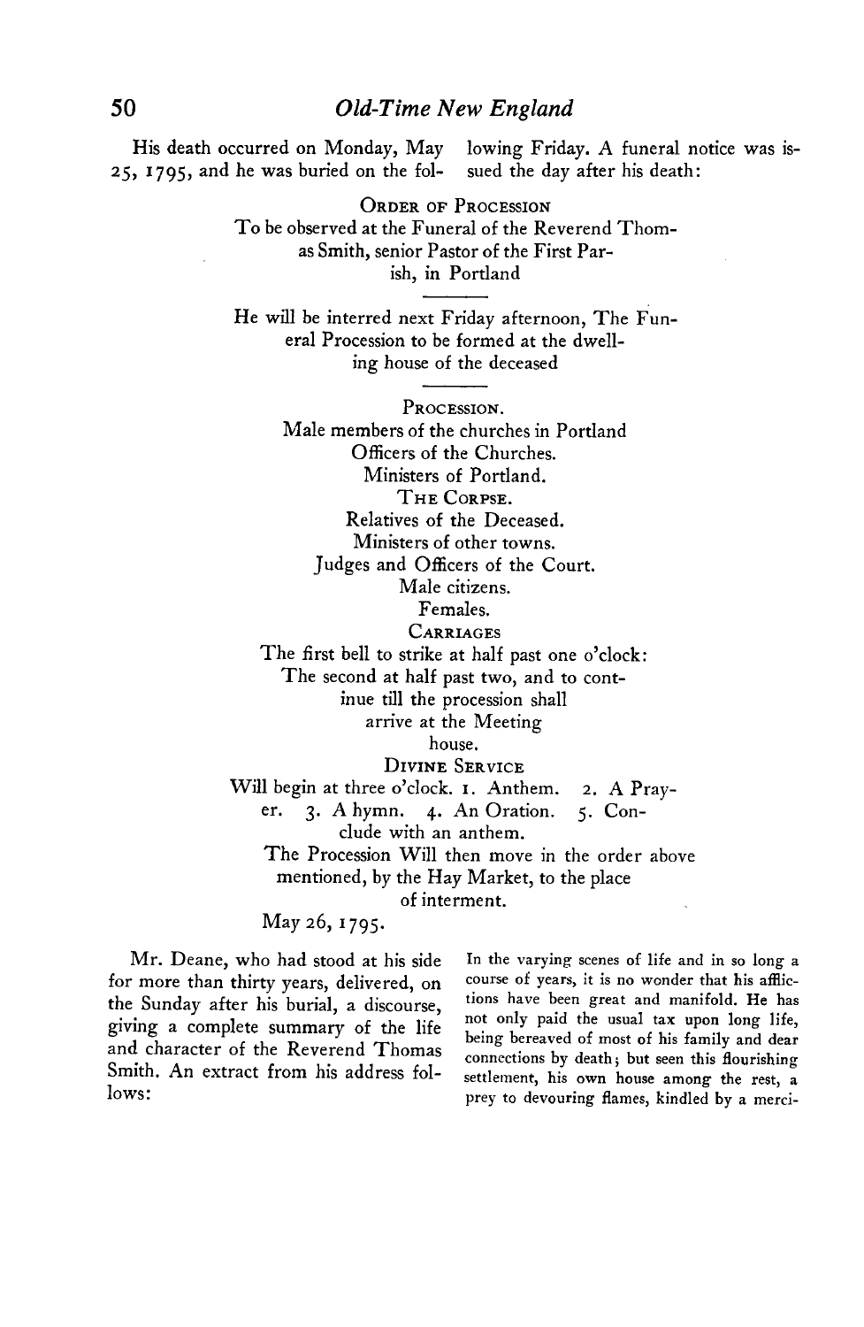His death occurred on Monday, May 25, 1795, and he was buried on the following Friday. A funeral notice was issued the day after his death:

ORDER OF PROCESSION
To be observed at the Funeral of the Reverend Thomas Smith, senior Pastor of the First Parish, in Portland

---

He will be interred next Friday afternoon, The Funeral Procession to be formed at the dwelling house of the deceased

---

PROCESSION.
Male members of the churches in Portland
Officers of the Churches.
Ministers of Portland.
THE CORPSE.
Relatives of the Deceased.
Ministers of other towns.
Judges and Officers of the Court.
Male citizens.
Females.
CARRIAGES

The first bell to strike at half past one o'clock: The second at half past two, and to continue till the procession shall arrive at the Meeting house.

DIVINE SERVICE
Will begin at three o'clock. 1. Anthem. 2. A Prayer. 3. A hymn. 4. An Oration. 5. Conclude with an anthem.

The Procession Will then move in the order above mentioned, by the Hay Market, to the place of interment.

May 26, 1795.

Mr. Deane, who had stood at his side for more than thirty years, delivered, on the Sunday after his burial, a discourse, giving a complete summary of the life and character of the Reverend Thomas Smith. An extract from his address follows:

In the varying scenes of life and in so long a course of years, it is no wonder that his afflictions have been great and manifold. He has not only paid the usual tax upon long life, being bereaved of most of his family and dear connections by death; but seen this flourishing settlement, his own house among the rest, a prey to devouring flames, kindled by a merci-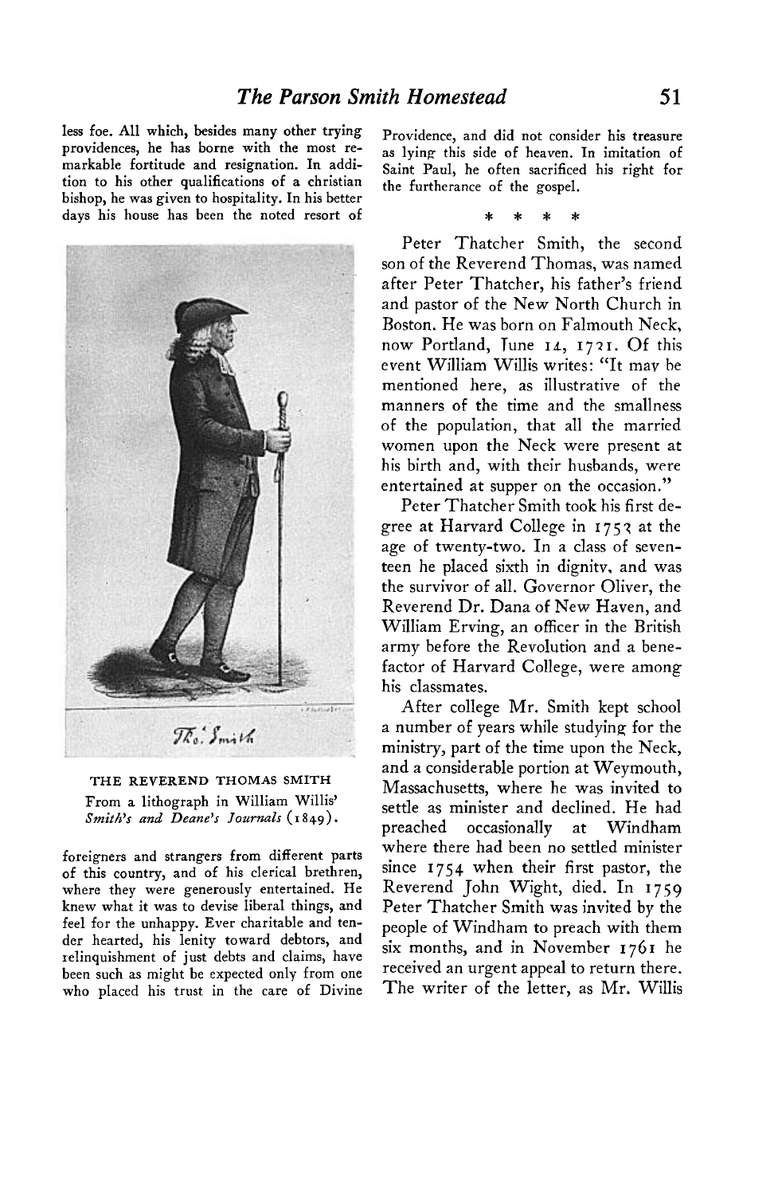less foe. All which, besides many other trying providences, he has borne with the most remarkable fortitude and resignation. In addition to his other qualifications of a christian bishop, he was given to hospitality. In his better days his house has been the noted resort of foreigners and strangers from different parts of this country, and of his clerical brethren, where they were generously entertained. He knew what it was to devise liberal things, and feel for the unhappy. Ever charitable and tender hearted, his lenity toward debtors, and relinquishment of just debts and claims, have been such as might be expected only from one who placed his trust in the care of Divine Providence, and did not consider his treasure as lying this side of heaven. In imitation of Saint Paul, he often sacrificed his right for the furtherance of the gospel.

THE REVEREND THOMAS SMITH
From a lithograph in William Willis' *Smith's and Deane's Journals* (1849).

\* \* \* \*

Peter Thatcher Smith, the second son of the Reverend Thomas, was named after Peter Thatcher, his father's friend and pastor of the New North Church in Boston. He was born on Falmouth Neck, now Portland, June 14, 1731. Of this event William Willis writes: "It may be mentioned here, as illustrative of the manners of the time and the smallness of the population, that all the married women upon the Neck were present at his birth and, with their husbands, were entertained at supper on the occasion."

Peter Thatcher Smith took his first degree at Harvard College in 1753 at the age of twenty-two. In a class of seventeen he placed sixth in dignity, and was the survivor of all. Governor Oliver, the Reverend Dr. Dana of New Haven, and William Erving, an officer in the British army before the Revolution and a benefactor of Harvard College, were among his classmates.

After college Mr. Smith kept school a number of years while studying for the ministry, part of the time upon the Neck, and a considerable portion at Weymouth, Massachusetts, where he was invited to settle as minister and declined. He had preached occasionally at Windham where there had been no settled minister since 1754 when their first pastor, the Reverend John Wight, died. In 1759 Peter Thatcher Smith was invited by the people of Windham to preach with them six months, and in November 1761 he received an urgent appeal to return there. The writer of the letter, as Mr. Willis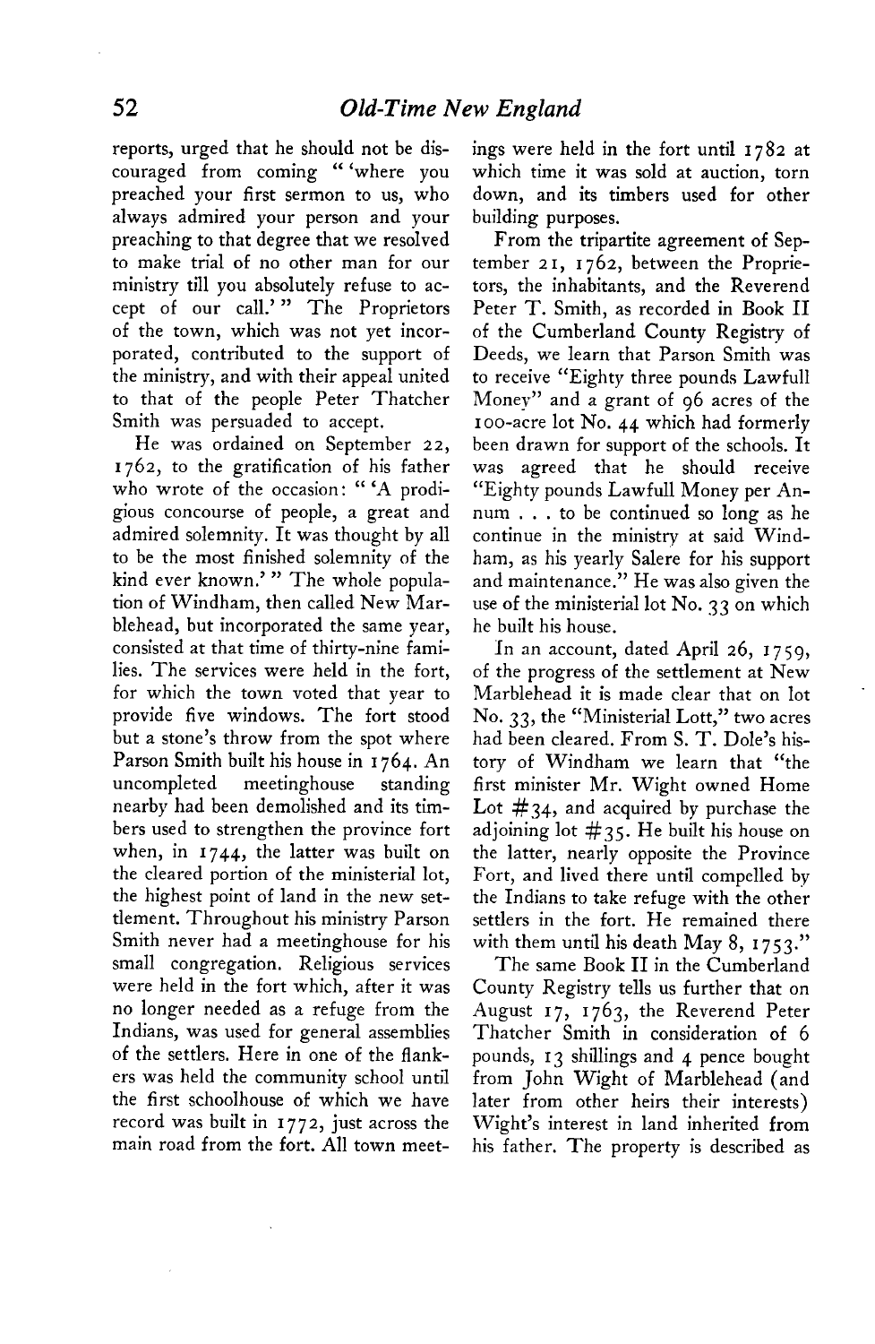reports, urged that he should not be discouraged from coming "'where you preached your first sermon to us, who always admired your person and your preaching to that degree that we resolved to make trial of no other man for our ministry till you absolutely refuse to accept of our call.'" The Proprietors of the town, which was not yet incorporated, contributed to the support of the ministry, and with their appeal united to that of the people Peter Thatcher Smith was persuaded to accept.

He was ordained on September 22, 1762, to the gratification of his father who wrote of the occasion: "'A prodigious concourse of people, a great and admired solemnity. It was thought by all to be the most finished solemnity of the kind ever known.'" The whole population of Windham, then called New Marblehead, but incorporated the same year, consisted at that time of thirty-nine families. The services were held in the fort, for which the town voted that year to provide five windows. The fort stood but a stone's throw from the spot where Parson Smith built his house in 1764. An uncompleted meetinghouse standing nearby had been demolished and its timbers used to strengthen the province fort when, in 1744, the latter was built on the cleared portion of the ministerial lot, the highest point of land in the new settlement. Throughout his ministry Parson Smith never had a meetinghouse for his small congregation. Religious services were held in the fort which, after it was no longer needed as a refuge from the Indians, was used for general assemblies of the settlers. Here in one of the flankers was held the community school until the first schoolhouse of which we have record was built in 1772, just across the main road from the fort. All town meetings were held in the fort until 1782 at which time it was sold at auction, torn down, and its timbers used for other building purposes.

From the tripartite agreement of September 21, 1762, between the Proprietors, the inhabitants, and the Reverend Peter T. Smith, as recorded in Book II of the Cumberland County Registry of Deeds, we learn that Parson Smith was to receive "Eighty three pounds Lawfull Money" and a grant of 96 acres of the 100-acre lot No. 44 which had formerly been drawn for support of the schools. It was agreed that he should receive "Eighty pounds Lawfull Money per Annum . . . to be continued so long as he continue in the ministry at said Windham, as his yearly Salere for his support and maintenance." He was also given the use of the ministerial lot No. 33 on which he built his house.

In an account, dated April 26, 1759, of the progress of the settlement at New Marblehead it is made clear that on lot No. 33, the "Ministerial Lott," two acres had been cleared. From S. T. Dole's history of Windham we learn that "the first minister Mr. Wight owned Home Lot #34, and acquired by purchase the adjoining lot #35. He built his house on the latter, nearly opposite the Province Fort, and lived there until compelled by the Indians to take refuge with the other settlers in the fort. He remained there with them until his death May 8, 1753."

The same Book II in the Cumberland County Registry tells us further that on August 17, 1763, the Reverend Peter Thatcher Smith in consideration of 6 pounds, 13 shillings and 4 pence bought from John Wight of Marblehead (and later from other heirs their interests) Wight's interest in land inherited from his father. The property is described as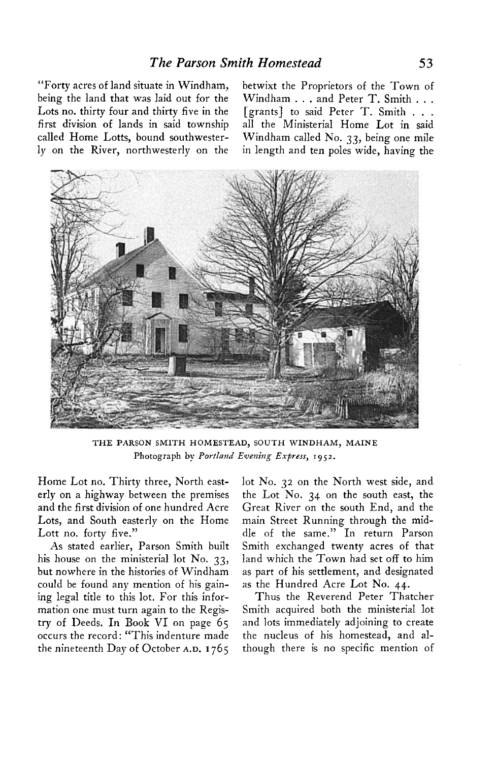"Forty acres of land situate in Windham, being the land that was laid out for the Lots no. thirty four and thirty five in the first division of lands in said township called Home Lotts, bound southwesterly on the River, northwesterly on the Home Lot no. Thirty three, North easterly on a highway between the premises and the first division of one hundred Acre Lots, and South easterly on the Home Lott no. forty five."

THE PARSON SMITH HOMESTEAD, SOUTH WINDHAM, MAINE
Photograph by *Portland Evening Express*, 1952.

As stated earlier, Parson Smith built his house on the ministerial lot No. 33, but nowhere in the histories of Windham could be found any mention of his gaining legal title to this lot. For this information one must turn again to the Registry of Deeds. In Book VI on page 65 occurs the record: "This indenture made the nineteenth Day of October A.D. 1765 betwixt the Proprietors of the Town of Windham . . . and Peter T. Smith . . . [grants] to said Peter T. Smith . . . all the Ministerial Home Lot in said Windham called No. 33, being one mile in length and ten poles wide, having the lot No. 32 on the North west side, and the Lot No. 34 on the south east, the Great River on the south End, and the main Street Running through the middle of the same." In return Parson Smith exchanged twenty acres of that land which the Town had set off to him as part of his settlement, and designated as the Hundred Acre Lot No. 44.

Thus the Reverend Peter Thatcher Smith acquired both the ministerial lot and lots immediately adjoining to create the nucleus of his homestead, and although there is no specific mention of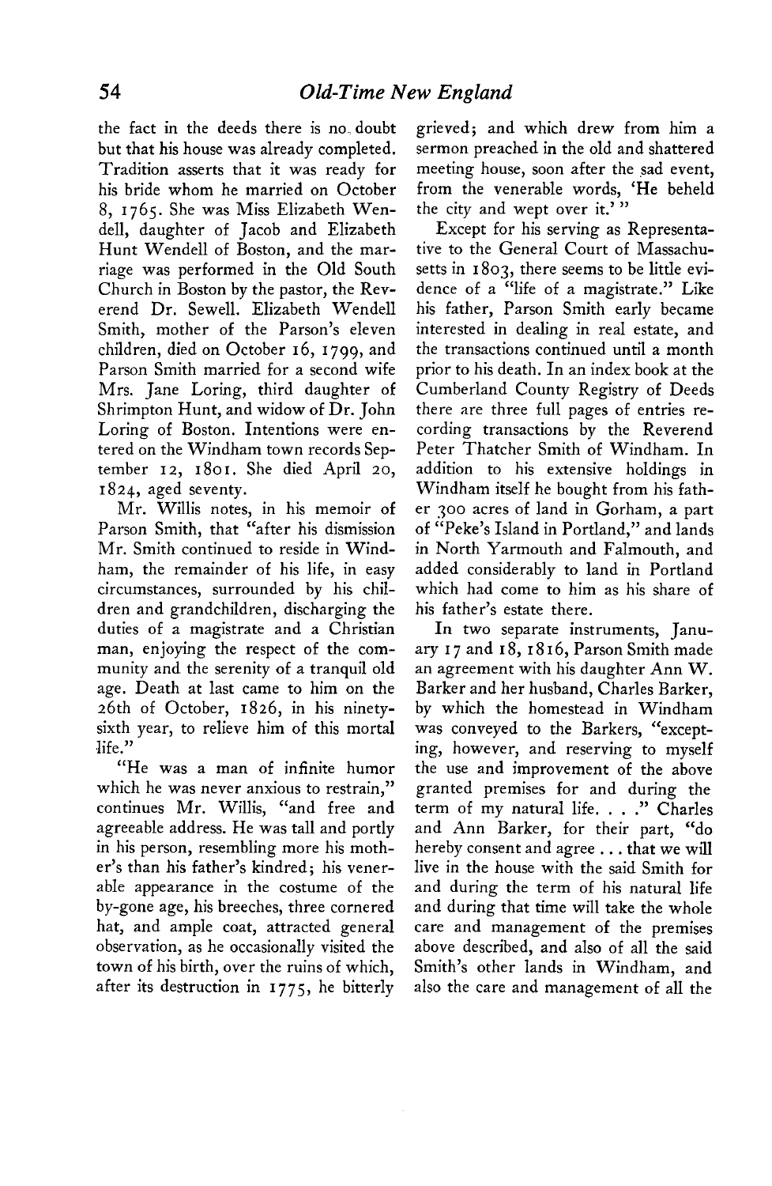the fact in the deeds there is no doubt but that his house was already completed. Tradition asserts that it was ready for his bride whom he married on October 8, 1765. She was Miss Elizabeth Wendell, daughter of Jacob and Elizabeth Hunt Wendell of Boston, and the marriage was performed in the Old South Church in Boston by the pastor, the Reverend Dr. Sewell. Elizabeth Wendell Smith, mother of the Parson's eleven children, died on October 16, 1799, and Parson Smith married for a second wife Mrs. Jane Loring, third daughter of Shrimpton Hunt, and widow of Dr. John Loring of Boston. Intentions were entered on the Windham town records September 12, 1801. She died April 20, 1824, aged seventy.

Mr. Willis notes, in his memoir of Parson Smith, that "after his dismission Mr. Smith continued to reside in Windham, the remainder of his life, in easy circumstances, surrounded by his children and grandchildren, discharging the duties of a magistrate and a Christian man, enjoying the respect of the community and the serenity of a tranquil old age. Death at last came to him on the 26th of October, 1826, in his ninety-sixth year, to relieve him of this mortal life."

"He was a man of infinite humor which he was never anxious to restrain," continues Mr. Willis, "and free and agreeable address. He was tall and portly in his person, resembling more his mother's than his father's kindred; his venerable appearance in the costume of the by-gone age, his breeches, three cornered hat, and ample coat, attracted general observation, as he occasionally visited the town of his birth, over the ruins of which, after its destruction in 1775, he bitterly grieved; and which drew from him a sermon preached in the old and shattered meeting house, soon after the sad event, from the venerable words, 'He beheld the city and wept over it.' "

Except for his serving as Representative to the General Court of Massachusetts in 1803, there seems to be little evidence of a "life of a magistrate." Like his father, Parson Smith early became interested in dealing in real estate, and the transactions continued until a month prior to his death. In an index book at the Cumberland County Registry of Deeds there are three full pages of entries recording transactions by the Reverend Peter Thatcher Smith of Windham. In addition to his extensive holdings in Windham itself he bought from his father 300 acres of land in Gorham, a part of "Peke's Island in Portland," and lands in North Yarmouth and Falmouth, and added considerably to land in Portland which had come to him as his share of his father's estate there.

In two separate instruments, January 17 and 18, 1816, Parson Smith made an agreement with his daughter Ann W. Barker and her husband, Charles Barker, by which the homestead in Windham was conveyed to the Barkers, "excepting, however, and reserving to myself the use and improvement of the above granted premises for and during the term of my natural life. . . ." Charles and Ann Barker, for their part, "do hereby consent and agree . . . that we will live in the house with the said Smith for and during the term of his natural life and during that time will take the whole care and management of the premises above described, and also of all the said Smith's other lands in Windham, and also the care and management of all the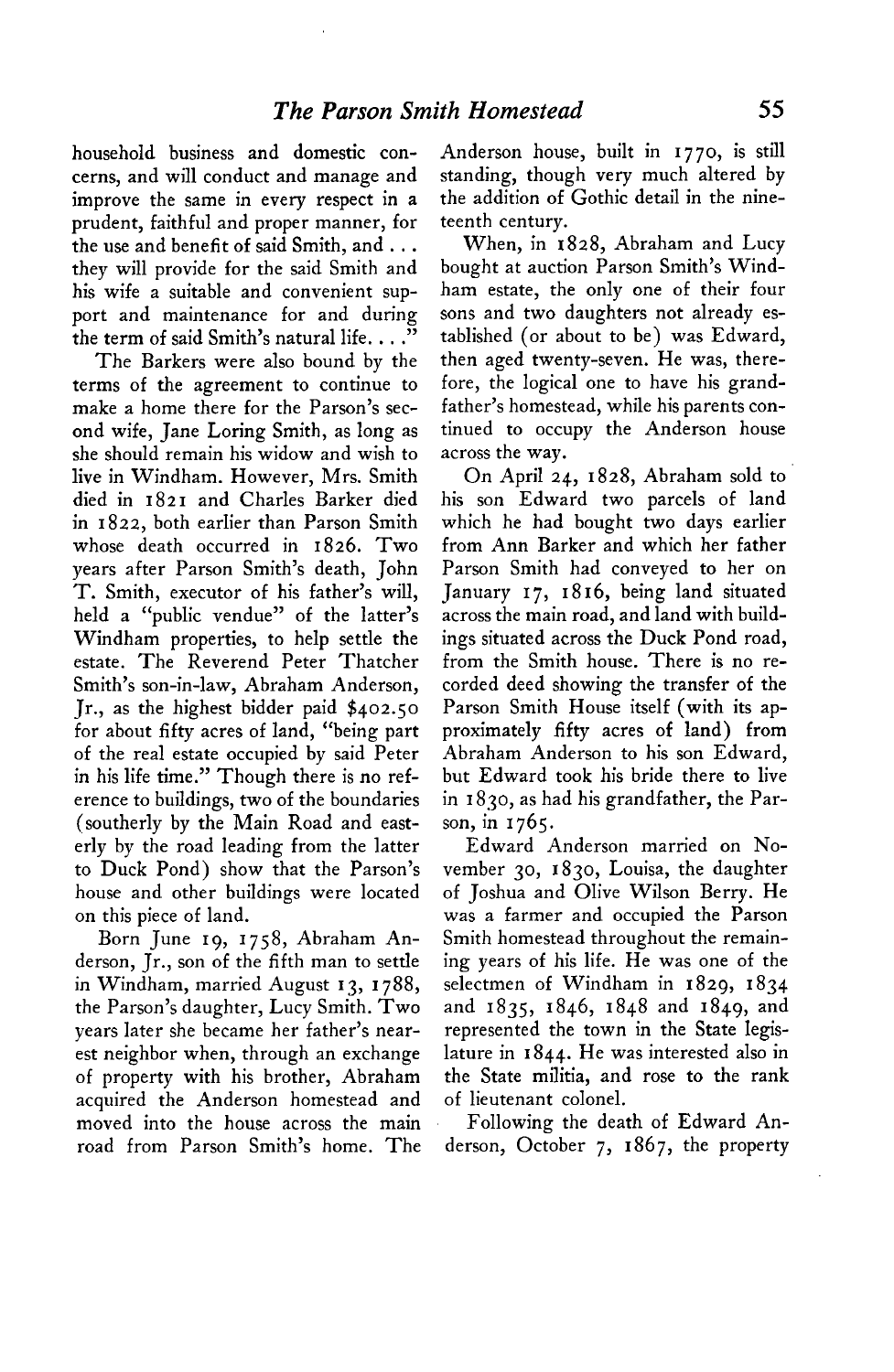household business and domestic concerns, and will conduct and manage and improve the same in every respect in a prudent, faithful and proper manner, for the use and benefit of said Smith, and . . . they will provide for the said Smith and his wife a suitable and convenient support and maintenance for and during the term of said Smith's natural life. . . ."

The Barkers were also bound by the terms of the agreement to continue to make a home there for the Parson's second wife, Jane Loring Smith, as long as she should remain his widow and wish to live in Windham. However, Mrs. Smith died in 1821 and Charles Barker died in 1822, both earlier than Parson Smith whose death occurred in 1826. Two years after Parson Smith's death, John T. Smith, executor of his father's will, held a "public vendue" of the latter's Windham properties, to help settle the estate. The Reverend Peter Thatcher Smith's son-in-law, Abraham Anderson, Jr., as the highest bidder paid $402.50 for about fifty acres of land, "being part of the real estate occupied by said Peter in his life time." Though there is no reference to buildings, two of the boundaries (southerly by the Main Road and easterly by the road leading from the latter to Duck Pond) show that the Parson's house and other buildings were located on this piece of land.

Born June 19, 1758, Abraham Anderson, Jr., son of the fifth man to settle in Windham, married August 13, 1788, the Parson's daughter, Lucy Smith. Two years later she became her father's nearest neighbor when, through an exchange of property with his brother, Abraham acquired the Anderson homestead and moved into the house across the main road from Parson Smith's home. The Anderson house, built in 1770, is still standing, though very much altered by the addition of Gothic detail in the nineteenth century.

When, in 1828, Abraham and Lucy bought at auction Parson Smith's Windham estate, the only one of their four sons and two daughters not already established (or about to be) was Edward, then aged twenty-seven. He was, therefore, the logical one to have his grandfather's homestead, while his parents continued to occupy the Anderson house across the way.

On April 24, 1828, Abraham sold to his son Edward two parcels of land which he had bought two days earlier from Ann Barker and which her father Parson Smith had conveyed to her on January 17, 1816, being land situated across the main road, and land with buildings situated across the Duck Pond road, from the Smith house. There is no recorded deed showing the transfer of the Parson Smith House itself (with its approximately fifty acres of land) from Abraham Anderson to his son Edward, but Edward took his bride there to live in 1830, as had his grandfather, the Parson, in 1765.

Edward Anderson married on November 30, 1830, Louisa, the daughter of Joshua and Olive Wilson Berry. He was a farmer and occupied the Parson Smith homestead throughout the remaining years of his life. He was one of the selectmen of Windham in 1829, 1834 and 1835, 1846, 1848 and 1849, and represented the town in the State legislature in 1844. He was interested also in the State militia, and rose to the rank of lieutenant colonel.

Following the death of Edward Anderson, October 7, 1867, the property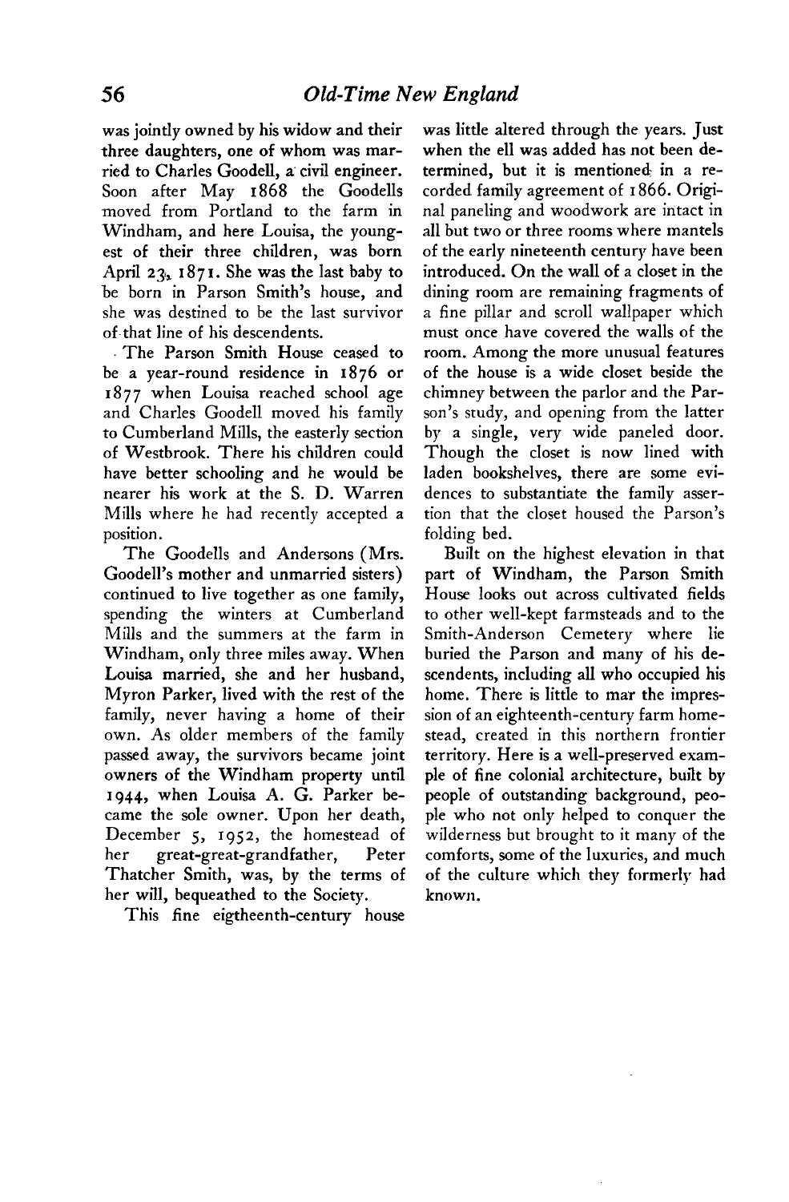was jointly owned by his widow and their three daughters, one of whom was married to Charles Goodell, a civil engineer. Soon after May 1868 the Goodells moved from Portland to the farm in Windham, and here Louisa, the youngest of their three children, was born April 23, 1871. She was the last baby to be born in Parson Smith's house, and she was destined to be the last survivor of that line of his descendents.

The Parson Smith House ceased to be a year-round residence in 1876 or 1877 when Louisa reached school age and Charles Goodell moved his family to Cumberland Mills, the easterly section of Westbrook. There his children could have better schooling and he would be nearer his work at the S. D. Warren Mills where he had recently accepted a position.

The Goodells and Andersons (Mrs. Goodell's mother and unmarried sisters) continued to live together as one family, spending the winters at Cumberland Mills and the summers at the farm in Windham, only three miles away. When Louisa married, she and her husband, Myron Parker, lived with the rest of the family, never having a home of their own. As older members of the family passed away, the survivors became joint owners of the Windham property until 1944, when Louisa A. G. Parker became the sole owner. Upon her death, December 5, 1952, the homestead of her great-great-grandfather, Peter Thatcher Smith, was, by the terms of her will, bequeathed to the Society.

This fine eigtheenth-century house was little altered through the years. Just when the ell was added has not been determined, but it is mentioned in a recorded family agreement of 1866. Original paneling and woodwork are intact in all but two or three rooms where mantels of the early nineteenth century have been introduced. On the wall of a closet in the dining room are remaining fragments of a fine pillar and scroll wallpaper which must once have covered the walls of the room. Among the more unusual features of the house is a wide closet beside the chimney between the parlor and the Parson's study, and opening from the latter by a single, very wide paneled door. Though the closet is now lined with laden bookshelves, there are some evidences to substantiate the family assertion that the closet housed the Parson's folding bed.

Built on the highest elevation in that part of Windham, the Parson Smith House looks out across cultivated fields to other well-kept farmsteads and to the Smith-Anderson Cemetery where lie buried the Parson and many of his descendents, including all who occupied his home. There is little to mar the impression of an eighteenth-century farm homestead, created in this northern frontier territory. Here is a well-preserved example of fine colonial architecture, built by people of outstanding background, people who not only helped to conquer the wilderness but brought to it many of the comforts, some of the luxuries, and much of the culture which they formerly had known.